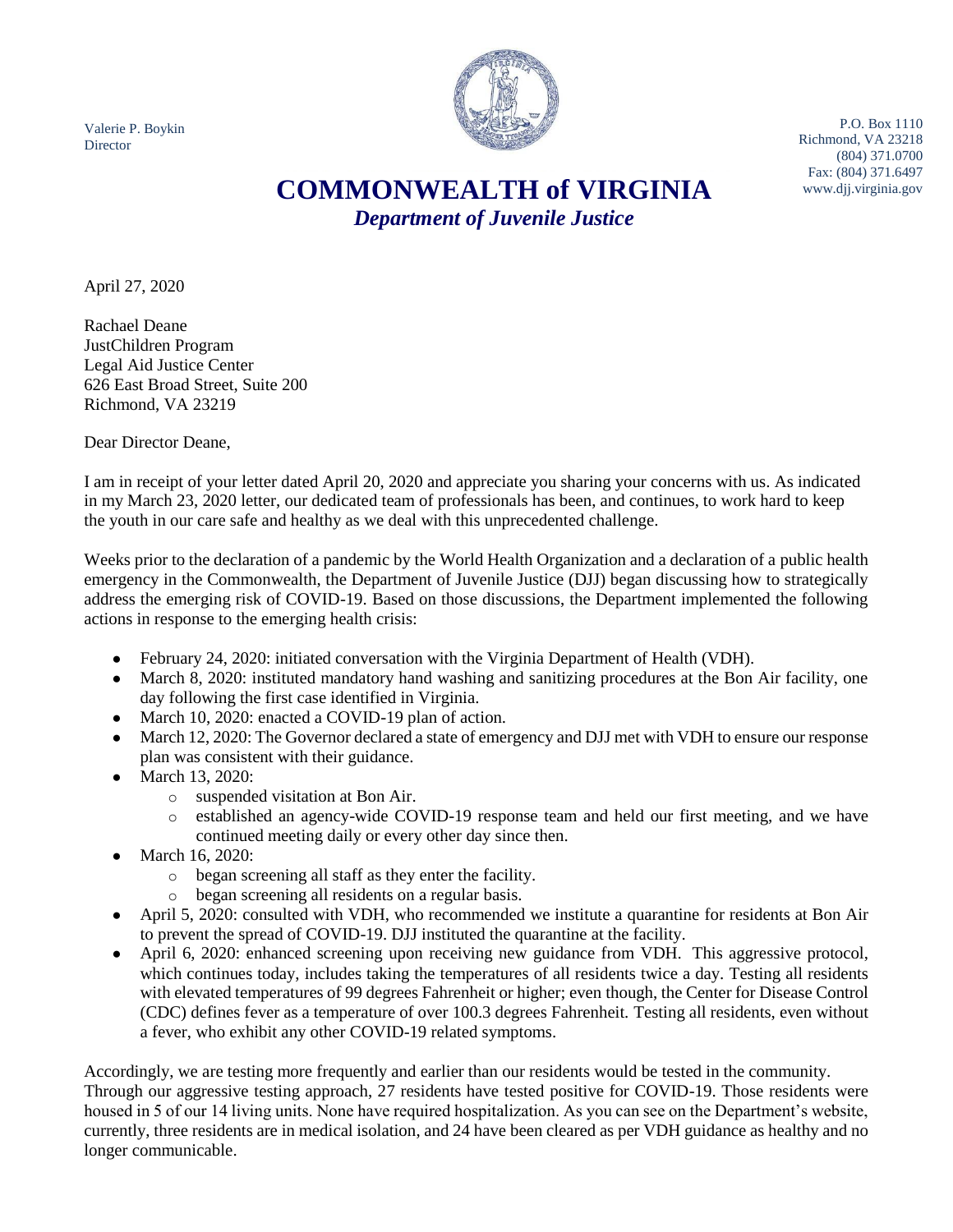Valerie P. Boykin
Director

P.O. Box 1110
Richmond, VA 23218
(804) 371.0700
Fax: (804) 371.6497
www.djj.virginia.gov

# COMMONWEALTH of VIRGINIA

***Department of Juvenile Justice***

April 27, 2020

Rachael Deane
JustChildren Program
Legal Aid Justice Center
626 East Broad Street, Suite 200
Richmond, VA 23219

Dear Director Deane,

I am in receipt of your letter dated April 20, 2020 and appreciate you sharing your concerns with us. As indicated in my March 23, 2020 letter, our dedicated team of professionals has been, and continues, to work hard to keep the youth in our care safe and healthy as we deal with this unprecedented challenge.

Weeks prior to the declaration of a pandemic by the World Health Organization and a declaration of a public health emergency in the Commonwealth, the Department of Juvenile Justice (DJJ) began discussing how to strategically address the emerging risk of COVID-19. Based on those discussions, the Department implemented the following actions in response to the emerging health crisis:

- February 24, 2020: initiated conversation with the Virginia Department of Health (VDH).
- March 8, 2020: instituted mandatory hand washing and sanitizing procedures at the Bon Air facility, one day following the first case identified in Virginia.
- March 10, 2020: enacted a COVID-19 plan of action.
- March 12, 2020: The Governor declared a state of emergency and DJJ met with VDH to ensure our response plan was consistent with their guidance.
- March 13, 2020:
  - suspended visitation at Bon Air.
  - established an agency-wide COVID-19 response team and held our first meeting, and we have continued meeting daily or every other day since then.
- March 16, 2020:
  - began screening all staff as they enter the facility.
  - began screening all residents on a regular basis.
- April 5, 2020: consulted with VDH, who recommended we institute a quarantine for residents at Bon Air to prevent the spread of COVID-19. DJJ instituted the quarantine at the facility.
- April 6, 2020: enhanced screening upon receiving new guidance from VDH. This aggressive protocol, which continues today, includes taking the temperatures of all residents twice a day. Testing all residents with elevated temperatures of 99 degrees Fahrenheit or higher; even though, the Center for Disease Control (CDC) defines fever as a temperature of over 100.3 degrees Fahrenheit. Testing all residents, even without a fever, who exhibit any other COVID-19 related symptoms.

Accordingly, we are testing more frequently and earlier than our residents would be tested in the community. Through our aggressive testing approach, 27 residents have tested positive for COVID-19. Those residents were housed in 5 of our 14 living units. None have required hospitalization. As you can see on the Department's website, currently, three residents are in medical isolation, and 24 have been cleared as per VDH guidance as healthy and no longer communicable.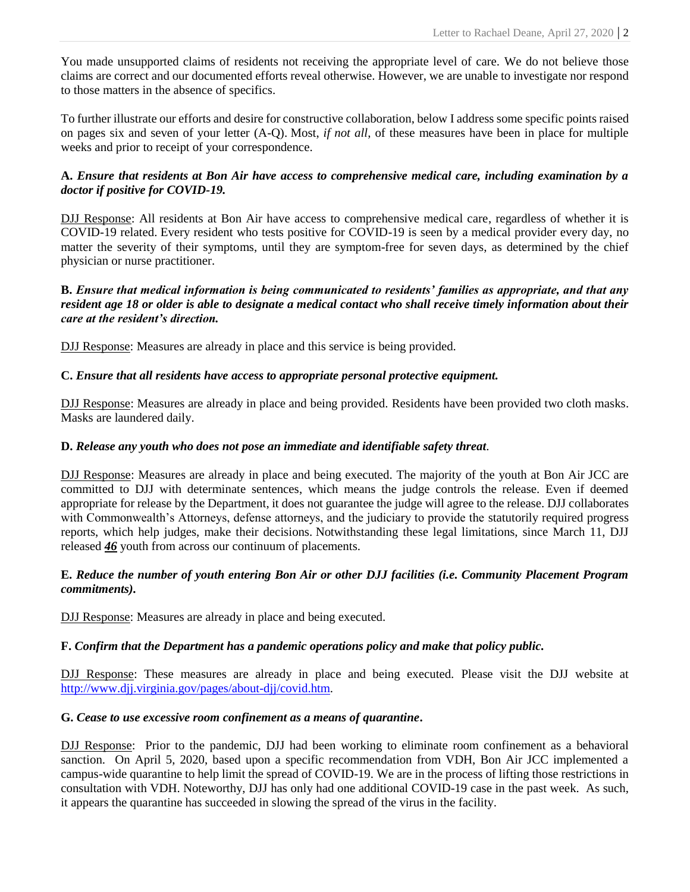You made unsupported claims of residents not receiving the appropriate level of care. We do not believe those claims are correct and our documented efforts reveal otherwise. However, we are unable to investigate nor respond to those matters in the absence of specifics.

To further illustrate our efforts and desire for constructive collaboration, below I address some specific points raised on pages six and seven of your letter (A-Q). Most, *if not all*, of these measures have been in place for multiple weeks and prior to receipt of your correspondence.

**A. *Ensure that residents at Bon Air have access to comprehensive medical care, including examination by a doctor if positive for COVID-19.***

<u>DJJ Response</u>: All residents at Bon Air have access to comprehensive medical care, regardless of whether it is COVID-19 related. Every resident who tests positive for COVID-19 is seen by a medical provider every day, no matter the severity of their symptoms, until they are symptom-free for seven days, as determined by the chief physician or nurse practitioner.

**B. *Ensure that medical information is being communicated to residents' families as appropriate, and that any resident age 18 or older is able to designate a medical contact who shall receive timely information about their care at the resident's direction.***

<u>DJJ Response</u>: Measures are already in place and this service is being provided.

**C. *Ensure that all residents have access to appropriate personal protective equipment.***

<u>DJJ Response</u>: Measures are already in place and being provided. Residents have been provided two cloth masks. Masks are laundered daily.

**D. *Release any youth who does not pose an immediate and identifiable safety threat*.**

<u>DJJ Response</u>: Measures are already in place and being executed. The majority of the youth at Bon Air JCC are committed to DJJ with determinate sentences, which means the judge controls the release. Even if deemed appropriate for release by the Department, it does not guarantee the judge will agree to the release. DJJ collaborates with Commonwealth's Attorneys, defense attorneys, and the judiciary to provide the statutorily required progress reports, which help judges, make their decisions. Notwithstanding these legal limitations, since March 11, DJJ released ***<u>46</u>*** youth from across our continuum of placements.

**E. *Reduce the number of youth entering Bon Air or other DJJ facilities (i.e. Community Placement Program commitments).***

<u>DJJ Response</u>: Measures are already in place and being executed.

**F. *Confirm that the Department has a pandemic operations policy and make that policy public.***

<u>DJJ Response</u>: These measures are already in place and being executed. Please visit the DJJ website at http://www.djj.virginia.gov/pages/about-djj/covid.htm.

**G. *Cease to use excessive room confinement as a means of quarantine*.**

<u>DJJ Response</u>: Prior to the pandemic, DJJ had been working to eliminate room confinement as a behavioral sanction. On April 5, 2020, based upon a specific recommendation from VDH, Bon Air JCC implemented a campus-wide quarantine to help limit the spread of COVID-19. We are in the process of lifting those restrictions in consultation with VDH. Noteworthy, DJJ has only had one additional COVID-19 case in the past week. As such, it appears the quarantine has succeeded in slowing the spread of the virus in the facility.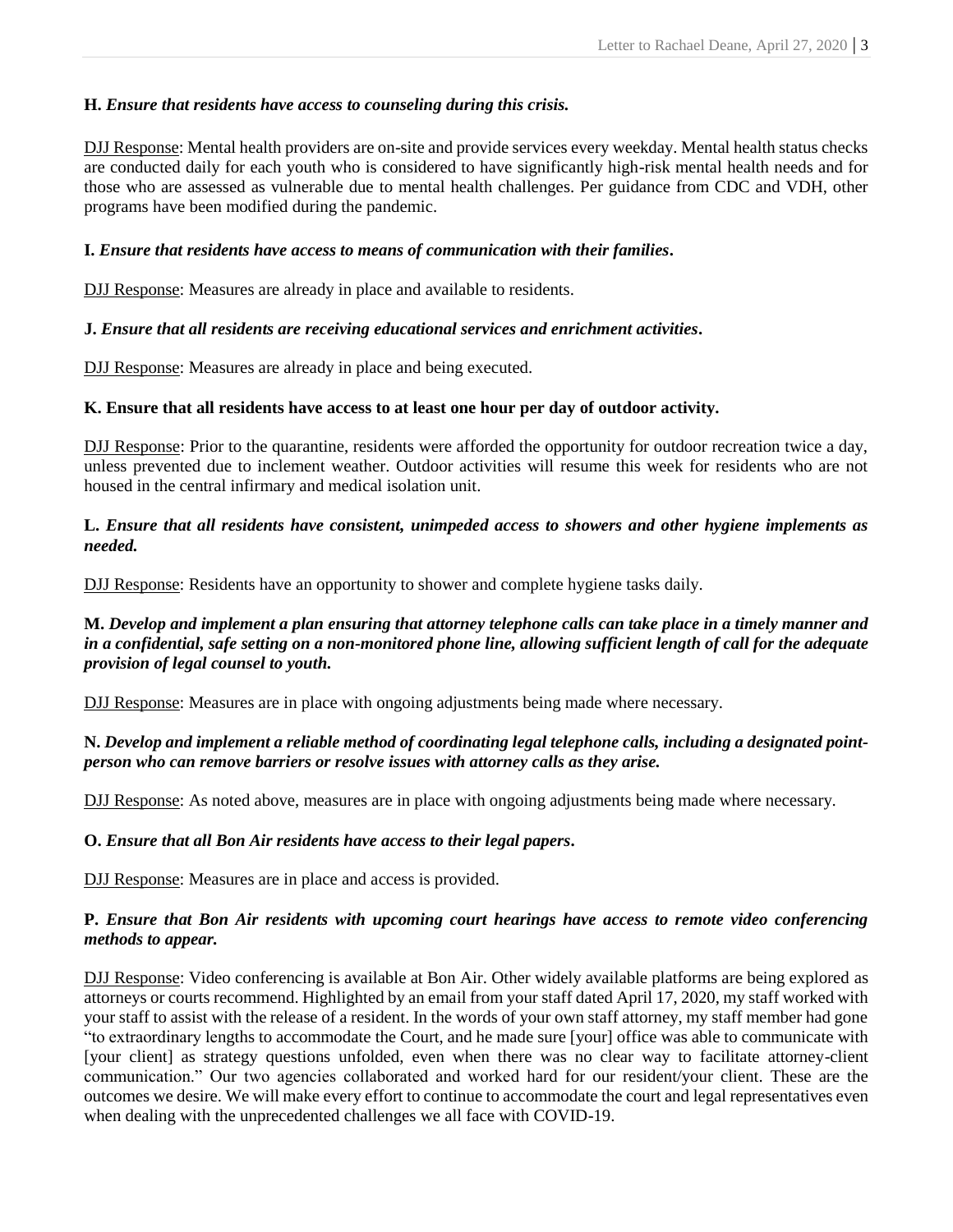**H.** ***Ensure that residents have access to counseling during this crisis.***

<u>DJJ Response</u>: Mental health providers are on-site and provide services every weekday. Mental health status checks are conducted daily for each youth who is considered to have significantly high-risk mental health needs and for those who are assessed as vulnerable due to mental health challenges. Per guidance from CDC and VDH, other programs have been modified during the pandemic.

**I.** ***Ensure that residents have access to means of communication with their families*.**

<u>DJJ Response</u>: Measures are already in place and available to residents.

**J.** ***Ensure that all residents are receiving educational services and enrichment activities*.**

<u>DJJ Response</u>: Measures are already in place and being executed.

**K. Ensure that all residents have access to at least one hour per day of outdoor activity.**

<u>DJJ Response</u>: Prior to the quarantine, residents were afforded the opportunity for outdoor recreation twice a day, unless prevented due to inclement weather. Outdoor activities will resume this week for residents who are not housed in the central infirmary and medical isolation unit.

**L.** ***Ensure that all residents have consistent, unimpeded access to showers and other hygiene implements as needed.***

<u>DJJ Response</u>: Residents have an opportunity to shower and complete hygiene tasks daily.

**M.** ***Develop and implement a plan ensuring that attorney telephone calls can take place in a timely manner and in a confidential, safe setting on a non-monitored phone line, allowing sufficient length of call for the adequate provision of legal counsel to youth.***

<u>DJJ Response</u>: Measures are in place with ongoing adjustments being made where necessary.

**N.** ***Develop and implement a reliable method of coordinating legal telephone calls, including a designated point-person who can remove barriers or resolve issues with attorney calls as they arise.***

<u>DJJ Response</u>: As noted above, measures are in place with ongoing adjustments being made where necessary.

**O.** ***Ensure that all Bon Air residents have access to their legal papers*.**

<u>DJJ Response</u>: Measures are in place and access is provided.

**P.** ***Ensure that Bon Air residents with upcoming court hearings have access to remote video conferencing methods to appear.***

<u>DJJ Response</u>: Video conferencing is available at Bon Air. Other widely available platforms are being explored as attorneys or courts recommend. Highlighted by an email from your staff dated April 17, 2020, my staff worked with your staff to assist with the release of a resident. In the words of your own staff attorney, my staff member had gone "to extraordinary lengths to accommodate the Court, and he made sure [your] office was able to communicate with [your client] as strategy questions unfolded, even when there was no clear way to facilitate attorney-client communication." Our two agencies collaborated and worked hard for our resident/your client. These are the outcomes we desire. We will make every effort to continue to accommodate the court and legal representatives even when dealing with the unprecedented challenges we all face with COVID-19.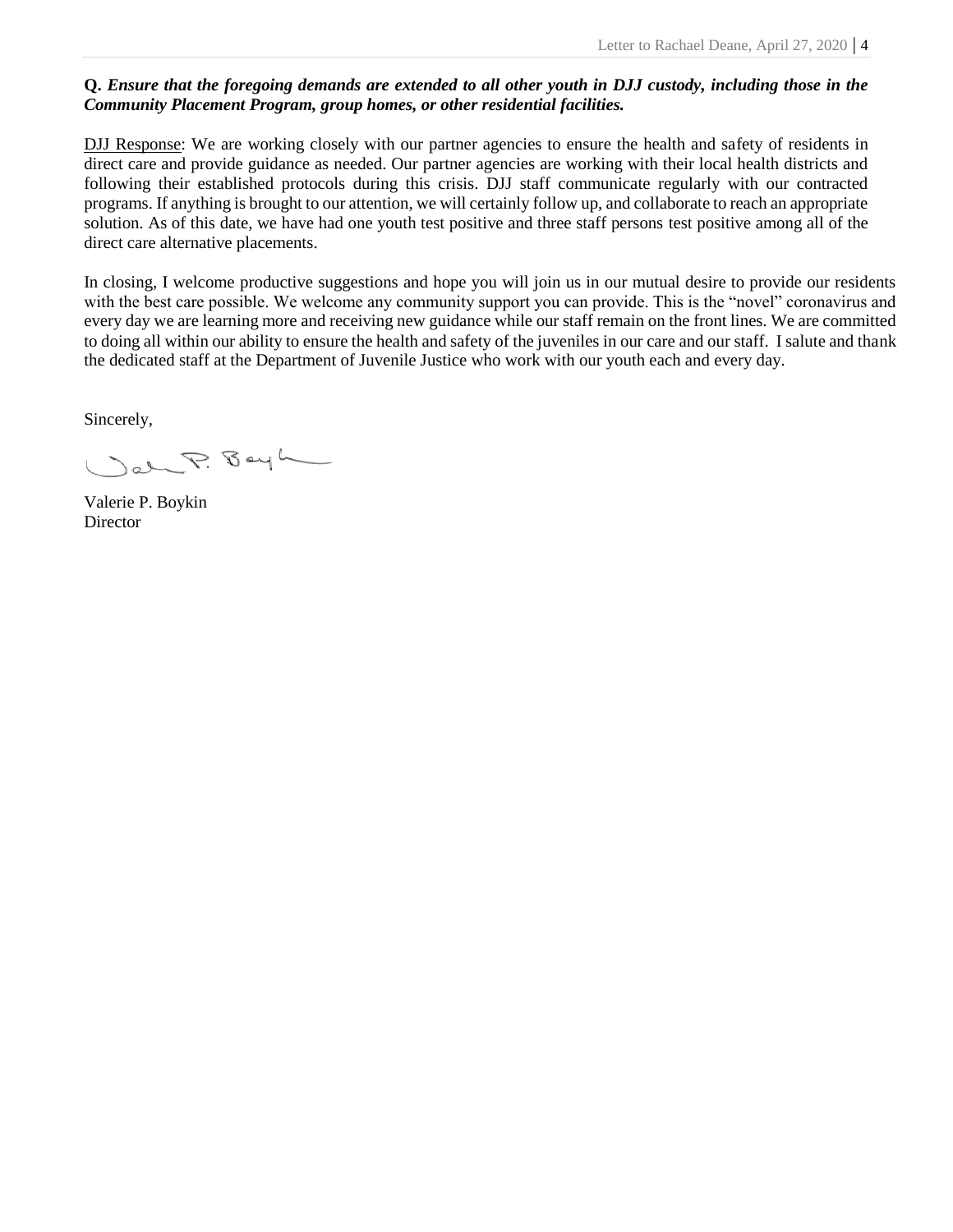**Q.** ***Ensure that the foregoing demands are extended to all other youth in DJJ custody, including those in the Community Placement Program, group homes, or other residential facilities.***

DJJ Response: We are working closely with our partner agencies to ensure the health and safety of residents in direct care and provide guidance as needed. Our partner agencies are working with their local health districts and following their established protocols during this crisis. DJJ staff communicate regularly with our contracted programs. If anything is brought to our attention, we will certainly follow up, and collaborate to reach an appropriate solution. As of this date, we have had one youth test positive and three staff persons test positive among all of the direct care alternative placements.

In closing, I welcome productive suggestions and hope you will join us in our mutual desire to provide our residents with the best care possible. We welcome any community support you can provide. This is the "novel" coronavirus and every day we are learning more and receiving new guidance while our staff remain on the front lines. We are committed to doing all within our ability to ensure the health and safety of the juveniles in our care and our staff. I salute and thank the dedicated staff at the Department of Juvenile Justice who work with our youth each and every day.

Sincerely,

Valerie P. Boykin
Director